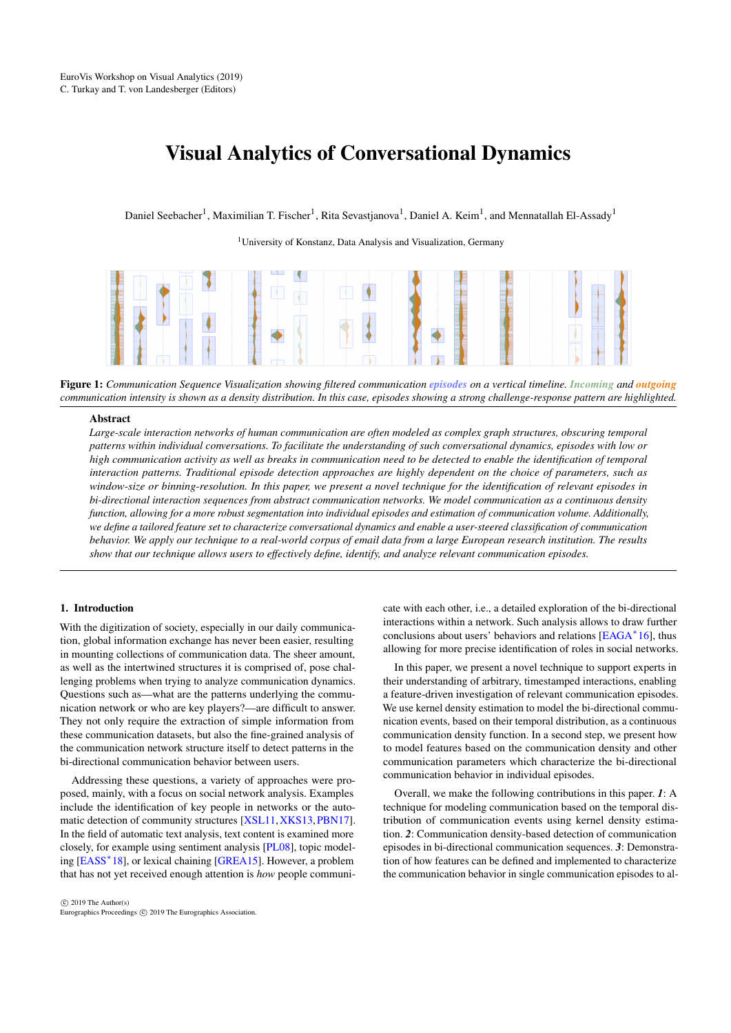EuroVis Workshop on Visual Analytics (2019)
C. Turkay and T. von Landesberger (Editors)

# Visual Analytics of Conversational Dynamics

Daniel Seebacher[1], Maximilian T. Fischer[1], Rita Sevastjanova[1], Daniel A. Keim[1], and Mennatallah El-Assady[1]

[1]University of Konstanz, Data Analysis and Visualization, Germany

**Figure 1:** *Communication Sequence Visualization showing filtered communication episodes on a vertical timeline. Incoming and outgoing communication intensity is shown as a density distribution. In this case, episodes showing a strong challenge-response pattern are highlighted.*

## Abstract

*Large-scale interaction networks of human communication are often modeled as complex graph structures, obscuring temporal patterns within individual conversations. To facilitate the understanding of such conversational dynamics, episodes with low or high communication activity as well as breaks in communication need to be detected to enable the identification of temporal interaction patterns. Traditional episode detection approaches are highly dependent on the choice of parameters, such as window-size or binning-resolution. In this paper, we present a novel technique for the identification of relevant episodes in bi-directional interaction sequences from abstract communication networks. We model communication as a continuous density function, allowing for a more robust segmentation into individual episodes and estimation of communication volume. Additionally, we define a tailored feature set to characterize conversational dynamics and enable a user-steered classification of communication behavior. We apply our technique to a real-world corpus of email data from a large European research institution. The results show that our technique allows users to effectively define, identify, and analyze relevant communication episodes.*

## 1. Introduction

With the digitization of society, especially in our daily communication, global information exchange has never been easier, resulting in mounting collections of communication data. The sheer amount, as well as the intertwined structures it is comprised of, pose challenging problems when trying to analyze communication dynamics. Questions such as—what are the patterns underlying the communication network or who are key players?—are difficult to answer. They not only require the extraction of simple information from these communication datasets, but also the fine-grained analysis of the communication network structure itself to detect patterns in the bi-directional communication behavior between users.

Addressing these questions, a variety of approaches were proposed, mainly, with a focus on social network analysis. Examples include the identification of key people in networks or the automatic detection of community structures [XSL11, XKS13, PBN17]. In the field of automatic text analysis, text content is examined more closely, for example using sentiment analysis [PL08], topic modeling [EASS*18], or lexical chaining [GREA15]. However, a problem that has not yet received enough attention is *how* people communicate with each other, i.e., a detailed exploration of the bi-directional interactions within a network. Such analysis allows to draw further conclusions about users' behaviors and relations [EAGA*16], thus allowing for more precise identification of roles in social networks.

In this paper, we present a novel technique to support experts in their understanding of arbitrary, timestamped interactions, enabling a feature-driven investigation of relevant communication episodes. We use kernel density estimation to model the bi-directional communication events, based on their temporal distribution, as a continuous communication density function. In a second step, we present how to model features based on the communication density and other communication parameters which characterize the bi-directional communication behavior in individual episodes.

Overall, we make the following contributions in this paper. ***1***: A technique for modeling communication based on the temporal distribution of communication events using kernel density estimation. ***2***: Communication density-based detection of communication episodes in bi-directional communication sequences. ***3***: Demonstration of how features can be defined and implemented to characterize the communication behavior in single communication episodes to al-

© 2019 The Author(s)
Eurographics Proceedings © 2019 The Eurographics Association.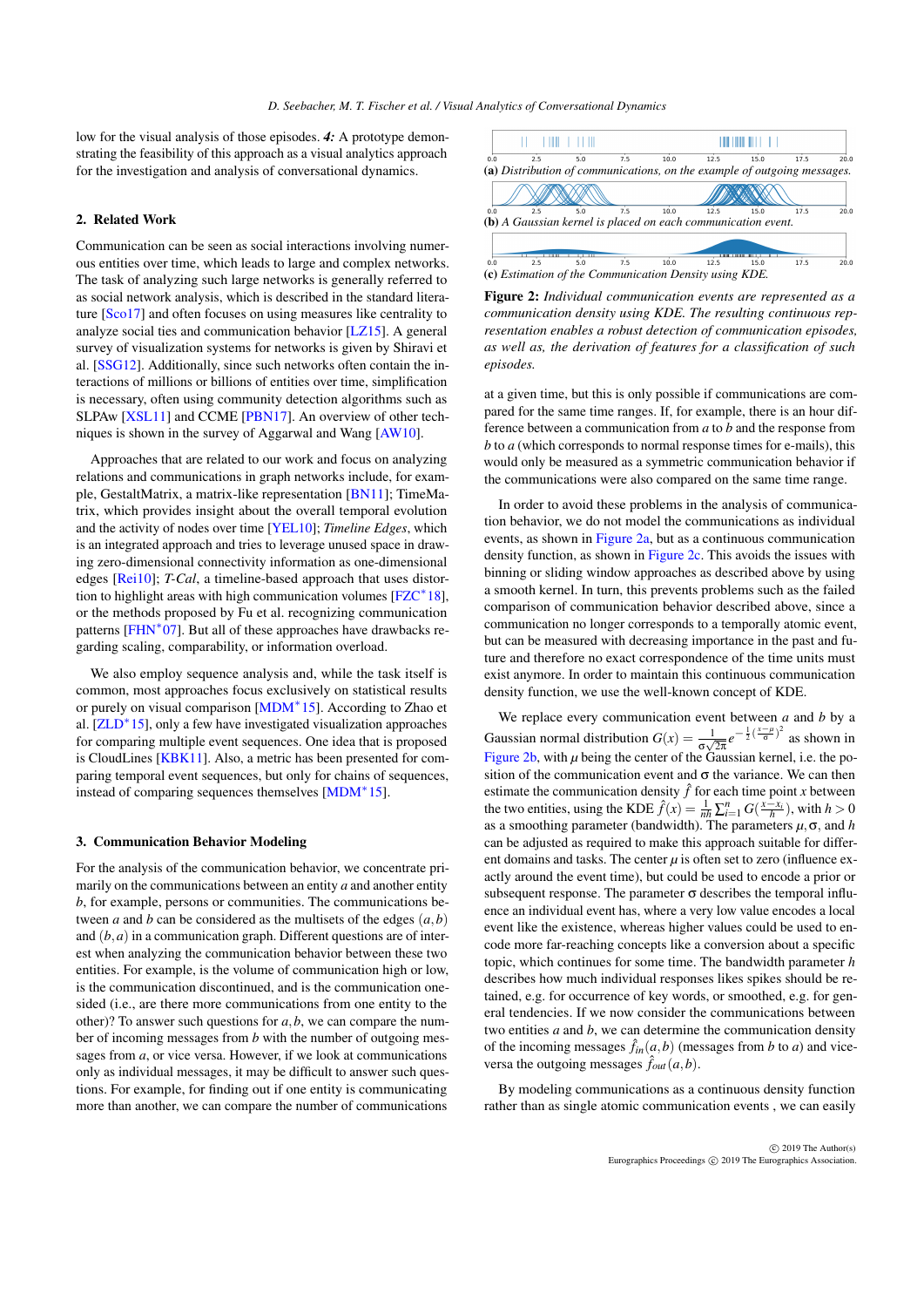low for the visual analysis of those episodes. ***4:*** A prototype demonstrating the feasibility of this approach as a visual analytics approach for the investigation and analysis of conversational dynamics.

## 2. Related Work

Communication can be seen as social interactions involving numerous entities over time, which leads to large and complex networks. The task of analyzing such large networks is generally referred to as social network analysis, which is described in the standard literature [Sco17] and often focuses on using measures like centrality to analyze social ties and communication behavior [LZ15]. A general survey of visualization systems for networks is given by Shiravi et al. [SSG12]. Additionally, since such networks often contain the interactions of millions or billions of entities over time, simplification is necessary, often using community detection algorithms such as SLPAw [XSL11] and CCME [PBN17]. An overview of other techniques is shown in the survey of Aggarwal and Wang [AW10].

Approaches that are related to our work and focus on analyzing relations and communications in graph networks include, for example, GestaltMatrix, a matrix-like representation [BN11]; TimeMatrix, which provides insight about the overall temporal evolution and the activity of nodes over time [YEL10]; *Timeline Edges*, which is an integrated approach and tries to leverage unused space in drawing zero-dimensional connectivity information as one-dimensional edges [Rei10]; *T-Cal*, a timeline-based approach that uses distortion to highlight areas with high communication volumes [FZC*18], or the methods proposed by Fu et al. recognizing communication patterns [FHN*07]. But all of these approaches have drawbacks regarding scaling, comparability, or information overload.

We also employ sequence analysis and, while the task itself is common, most approaches focus exclusively on statistical results or purely on visual comparison [MDM*15]. According to Zhao et al. [ZLD*15], only a few have investigated visualization approaches for comparing multiple event sequences. One idea that is proposed is CloudLines [KBK11]. Also, a metric has been presented for comparing temporal event sequences, but only for chains of sequences, instead of comparing sequences themselves [MDM*15].

## 3. Communication Behavior Modeling

For the analysis of the communication behavior, we concentrate primarily on the communications between an entity $a$ and another entity $b$, for example, persons or communities. The communications between $a$ and $b$ can be considered as the multisets of the edges $(a,b)$ and $(b,a)$ in a communication graph. Different questions are of interest when analyzing the communication behavior between these two entities. For example, is the volume of communication high or low, is the communication discontinued, and is the communication one-sided (i.e., are there more communications from one entity to the other)? To answer such questions for $a,b$, we can compare the number of incoming messages from $b$ with the number of outgoing messages from $a$, or vice versa. However, if we look at communications only as individual messages, it may be difficult to answer such questions. For example, for finding out if one entity is communicating more than another, we can compare the number of communications at a given time, but this is only possible if communications are compared for the same time ranges. If, for example, there is an hour difference between a communication from $a$ to $b$ and the response from $b$ to $a$ (which corresponds to normal response times for e-mails), this would only be measured as a symmetric communication behavior if the communications were also compared on the same time range.

(a) *Distribution of communications, on the example of outgoing messages.*

(b) *A Gaussian kernel is placed on each communication event.*

(c) *Estimation of the Communication Density using KDE.*

**Figure 2:** *Individual communication events are represented as a communication density using KDE. The resulting continuous representation enables a robust detection of communication episodes, as well as, the derivation of features for a classification of such episodes.*

In order to avoid these problems in the analysis of communication behavior, we do not model the communications as individual events, as shown in Figure 2a, but as a continuous communication density function, as shown in Figure 2c. This avoids the issues with binning or sliding window approaches as described above by using a smooth kernel. In turn, this prevents problems such as the failed comparison of communication behavior described above, since a communication no longer corresponds to a temporally atomic event, but can be measured with decreasing importance in the past and future and therefore no exact correspondence of the time units must exist anymore. In order to maintain this continuous communication density function, we use the well-known concept of KDE.

We replace every communication event between $a$ and $b$ by a Gaussian normal distribution $G(x) = \frac{1}{\sigma\sqrt{2\pi}}e^{-\frac{1}{2}\left(\frac{x-\mu}{\sigma}\right)^2}$ as shown in Figure 2b, with $\mu$ being the center of the Gaussian kernel, i.e. the position of the communication event and $\sigma$ the variance. We can then estimate the communication density $\hat{f}$ for each time point $x$ between the two entities, using the KDE $\hat{f}(x) = \frac{1}{nh}\sum_{i=1}^{n} G(\frac{x-x_i}{h})$, with $h > 0$ as a smoothing parameter (bandwidth). The parameters $\mu, \sigma$, and $h$ can be adjusted as required to make this approach suitable for different domains and tasks. The center $\mu$ is often set to zero (influence exactly around the event time), but could be used to encode a prior or subsequent response. The parameter $\sigma$ describes the temporal influence an individual event has, where a very low value encodes a local event like the existence, whereas higher values could be used to encode more far-reaching concepts like a conversion about a specific topic, which continues for some time. The bandwidth parameter $h$ describes how much individual responses likes spikes should be retained, e.g. for occurrence of key words, or smoothed, e.g. for general tendencies. If we now consider the communications between two entities $a$ and $b$, we can determine the communication density of the incoming messages $\hat{f}_{in}(a,b)$ (messages from $b$ to $a$) and vice-versa the outgoing messages $\hat{f}_{out}(a,b)$.

By modeling communications as a continuous density function rather than as single atomic communication events , we can easily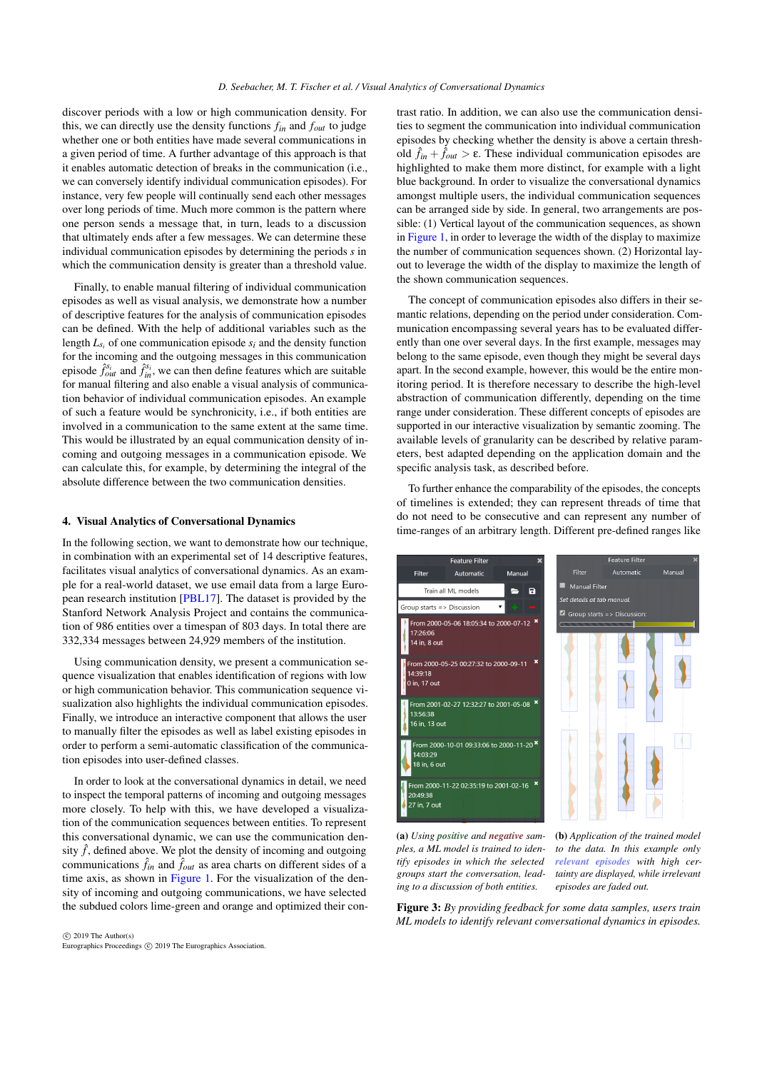discover periods with a low or high communication density. For this, we can directly use the density functions $f_{in}$ and $f_{out}$ to judge whether one or both entities have made several communications in a given period of time. A further advantage of this approach is that it enables automatic detection of breaks in the communication (i.e., we can conversely identify individual communication episodes). For instance, very few people will continually send each other messages over long periods of time. Much more common is the pattern where one person sends a message that, in turn, leads to a discussion that ultimately ends after a few messages. We can determine these individual communication episodes by determining the periods $s$ in which the communication density is greater than a threshold value.

Finally, to enable manual filtering of individual communication episodes as well as visual analysis, we demonstrate how a number of descriptive features for the analysis of communication episodes can be defined. With the help of additional variables such as the length $L_{s_i}$ of one communication episode $s_i$ and the density function for the incoming and the outgoing messages in this communication episode $\hat{f}^{s_i}_{out}$ and $\hat{f}^{s_i}_{in}$, we can then define features which are suitable for manual filtering and also enable a visual analysis of communication behavior of individual communication episodes. An example of such a feature would be synchronicity, i.e., if both entities are involved in a communication to the same extent at the same time. This would be illustrated by an equal communication density of incoming and outgoing messages in a communication episode. We can calculate this, for example, by determining the integral of the absolute difference between the two communication densities.

## 4. Visual Analytics of Conversational Dynamics

In the following section, we want to demonstrate how our technique, in combination with an experimental set of 14 descriptive features, facilitates visual analytics of conversational dynamics. As an example for a real-world dataset, we use email data from a large European research institution [PBL17]. The dataset is provided by the Stanford Network Analysis Project and contains the communication of 986 entities over a timespan of 803 days. In total there are 332,334 messages between 24,929 members of the institution.

Using communication density, we present a communication sequence visualization that enables identification of regions with low or high communication behavior. This communication sequence visualization also highlights the individual communication episodes. Finally, we introduce an interactive component that allows the user to manually filter the episodes as well as label existing episodes in order to perform a semi-automatic classification of the communication episodes into user-defined classes.

In order to look at the conversational dynamics in detail, we need to inspect the temporal patterns of incoming and outgoing messages more closely. To help with this, we have developed a visualization of the communication sequences between entities. To represent this conversational dynamic, we can use the communication density $\hat{f}$, defined above. We plot the density of incoming and outgoing communications $\hat{f}_{in}$ and $\hat{f}_{out}$ as area charts on different sides of a time axis, as shown in Figure 1. For the visualization of the density of incoming and outgoing communications, we have selected the subdued colors lime-green and orange and optimized their contrast ratio. In addition, we can also use the communication densities to segment the communication into individual communication episodes by checking whether the density is above a certain threshold $\hat{f}_{in} + \hat{f}_{out} > \varepsilon$. These individual communication episodes are highlighted to make them more distinct, for example with a light blue background. In order to visualize the conversational dynamics amongst multiple users, the individual communication sequences can be arranged side by side. In general, two arrangements are possible: (1) Vertical layout of the communication sequences, as shown in Figure 1, in order to leverage the width of the display to maximize the number of communication sequences shown. (2) Horizontal layout to leverage the width of the display to maximize the length of the shown communication sequences.

The concept of communication episodes also differs in their semantic relations, depending on the period under consideration. Communication encompassing several years has to be evaluated differently than one over several days. In the first example, messages may belong to the same episode, even though they might be several days apart. In the second example, however, this would be the entire monitoring period. It is therefore necessary to describe the high-level abstraction of communication differently, depending on the time range under consideration. These different concepts of episodes are supported in our interactive visualization by semantic zooming. The available levels of granularity can be described by relative parameters, best adapted depending on the application domain and the specific analysis task, as described before.

To further enhance the comparability of the episodes, the concepts of timelines is extended; they can represent threads of time that do not need to be consecutive and can represent any number of time-ranges of an arbitrary length. Different pre-defined ranges like

(a) *Using **positive** and **negative** samples, a ML model is trained to identify episodes in which the selected groups start the conversation, leading to a discussion of both entities.*

(b) *Application of the trained model to the data. In this example only **relevant episodes** with high certainty are displayed, while irrelevant episodes are faded out.*

**Figure 3:** *By providing feedback for some data samples, users train ML models to identify relevant conversational dynamics in episodes.*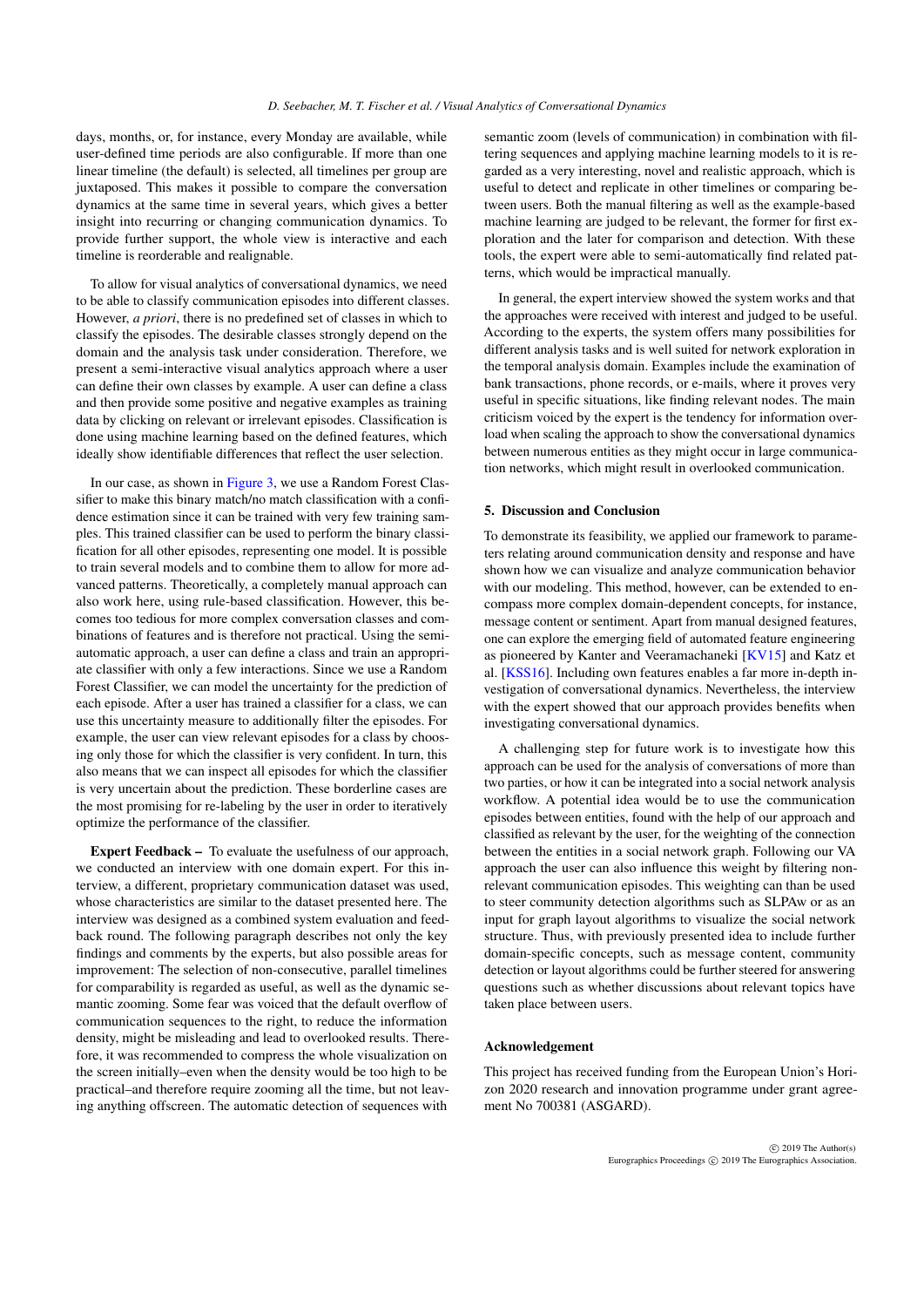days, months, or, for instance, every Monday are available, while user-defined time periods are also configurable. If more than one linear timeline (the default) is selected, all timelines per group are juxtaposed. This makes it possible to compare the conversation dynamics at the same time in several years, which gives a better insight into recurring or changing communication dynamics. To provide further support, the whole view is interactive and each timeline is reorderable and realignable.

To allow for visual analytics of conversational dynamics, we need to be able to classify communication episodes into different classes. However, *a priori*, there is no predefined set of classes in which to classify the episodes. The desirable classes strongly depend on the domain and the analysis task under consideration. Therefore, we present a semi-interactive visual analytics approach where a user can define their own classes by example. A user can define a class and then provide some positive and negative examples as training data by clicking on relevant or irrelevant episodes. Classification is done using machine learning based on the defined features, which ideally show identifiable differences that reflect the user selection.

In our case, as shown in Figure 3, we use a Random Forest Classifier to make this binary match/no match classification with a confidence estimation since it can be trained with very few training samples. This trained classifier can be used to perform the binary classification for all other episodes, representing one model. It is possible to train several models and to combine them to allow for more advanced patterns. Theoretically, a completely manual approach can also work here, using rule-based classification. However, this becomes too tedious for more complex conversation classes and combinations of features and is therefore not practical. Using the semi-automatic approach, a user can define a class and train an appropriate classifier with only a few interactions. Since we use a Random Forest Classifier, we can model the uncertainty for the prediction of each episode. After a user has trained a classifier for a class, we can use this uncertainty measure to additionally filter the episodes. For example, the user can view relevant episodes for a class by choosing only those for which the classifier is very confident. In turn, this also means that we can inspect all episodes for which the classifier is very uncertain about the prediction. These borderline cases are the most promising for re-labeling by the user in order to iteratively optimize the performance of the classifier.

**Expert Feedback –** To evaluate the usefulness of our approach, we conducted an interview with one domain expert. For this interview, a different, proprietary communication dataset was used, whose characteristics are similar to the dataset presented here. The interview was designed as a combined system evaluation and feedback round. The following paragraph describes not only the key findings and comments by the experts, but also possible areas for improvement: The selection of non-consecutive, parallel timelines for comparability is regarded as useful, as well as the dynamic semantic zooming. Some fear was voiced that the default overflow of communication sequences to the right, to reduce the information density, might be misleading and lead to overlooked results. Therefore, it was recommended to compress the whole visualization on the screen initially–even when the density would be too high to be practical–and therefore require zooming all the time, but not leaving anything offscreen. The automatic detection of sequences with semantic zoom (levels of communication) in combination with filtering sequences and applying machine learning models to it is regarded as a very interesting, novel and realistic approach, which is useful to detect and replicate in other timelines or comparing between users. Both the manual filtering as well as the example-based machine learning are judged to be relevant, the former for first exploration and the later for comparison and detection. With these tools, the expert were able to semi-automatically find related patterns, which would be impractical manually.

In general, the expert interview showed the system works and that the approaches were received with interest and judged to be useful. According to the experts, the system offers many possibilities for different analysis tasks and is well suited for network exploration in the temporal analysis domain. Examples include the examination of bank transactions, phone records, or e-mails, where it proves very useful in specific situations, like finding relevant nodes. The main criticism voiced by the expert is the tendency for information overload when scaling the approach to show the conversational dynamics between numerous entities as they might occur in large communication networks, which might result in overlooked communication.

## 5. Discussion and Conclusion

To demonstrate its feasibility, we applied our framework to parameters relating around communication density and response and have shown how we can visualize and analyze communication behavior with our modeling. This method, however, can be extended to encompass more complex domain-dependent concepts, for instance, message content or sentiment. Apart from manual designed features, one can explore the emerging field of automated feature engineering as pioneered by Kanter and Veeramachaneki [KV15] and Katz et al. [KSS16]. Including own features enables a far more in-depth investigation of conversational dynamics. Nevertheless, the interview with the expert showed that our approach provides benefits when investigating conversational dynamics.

A challenging step for future work is to investigate how this approach can be used for the analysis of conversations of more than two parties, or how it can be integrated into a social network analysis workflow. A potential idea would be to use the communication episodes between entities, found with the help of our approach and classified as relevant by the user, for the weighting of the connection between the entities in a social network graph. Following our VA approach the user can also influence this weight by filtering non-relevant communication episodes. This weighting can than be used to steer community detection algorithms such as SLPAw or as an input for graph layout algorithms to visualize the social network structure. Thus, with previously presented idea to include further domain-specific concepts, such as message content, community detection or layout algorithms could be further steered for answering questions such as whether discussions about relevant topics have taken place between users.

### Acknowledgement

This project has received funding from the European Union's Horizon 2020 research and innovation programme under grant agreement No 700381 (ASGARD).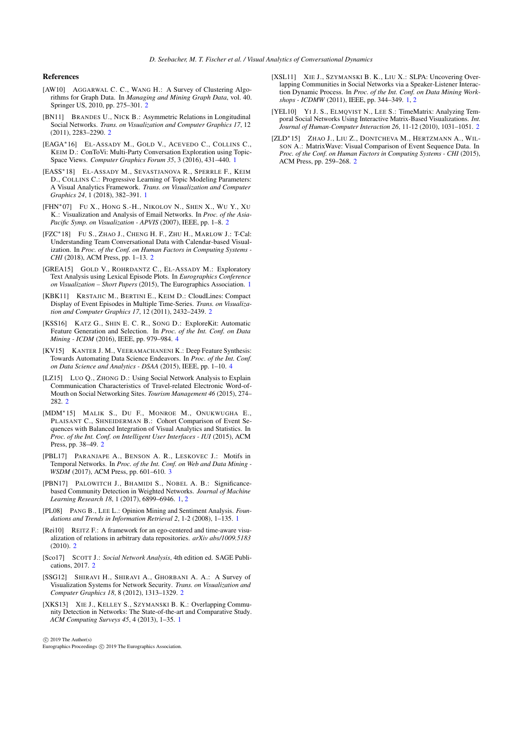## References

[AW10] Aggarwal C. C., Wang H.: A Survey of Clustering Algorithms for Graph Data. In *Managing and Mining Graph Data*, vol. 40. Springer US, 2010, pp. 275–301. 2

[BN11] Brandes U., Nick B.: Asymmetric Relations in Longitudinal Social Networks. *Trans. on Visualization and Computer Graphics 17*, 12 (2011), 2283–2290. 2

[EAGA*16] El-Assady M., Gold V., Acevedo C., Collins C., Keim D.: ConToVi: Multi-Party Conversation Exploration using Topic-Space Views. *Computer Graphics Forum 35*, 3 (2016), 431–440. 1

[EASS*18] El-Assady M., Sevastjanova R., Sperrle F., Keim D., Collins C.: Progressive Learning of Topic Modeling Parameters: A Visual Analytics Framework. *Trans. on Visualization and Computer Graphics 24*, 1 (2018), 382–391. 1

[FHN*07] Fu X., Hong S.-H., Nikolov N., Shen X., Wu Y., Xu K.: Visualization and Analysis of Email Networks. In *Proc. of the Asia-Pacific Symp. on Visualization - APVIS* (2007), IEEE, pp. 1–8. 2

[FZC*18] Fu S., Zhao J., Cheng H. F., Zhu H., Marlow J.: T-Cal: Understanding Team Conversational Data with Calendar-based Visualization. In *Proc. of the Conf. on Human Factors in Computing Systems - CHI* (2018), ACM Press, pp. 1–13. 2

[GREA15] Gold V., Rohrdantz C., El-Assady M.: Exploratory Text Analysis using Lexical Episode Plots. In *Eurographics Conference on Visualization – Short Papers* (2015), The Eurographics Association. 1

[KBK11] Krstajic M., Bertini E., Keim D.: CloudLines: Compact Display of Event Episodes in Multiple Time-Series. *Trans. on Visualization and Computer Graphics 17*, 12 (2011), 2432–2439. 2

[KSS16] Katz G., Shin E. C. R., Song D.: ExploreKit: Automatic Feature Generation and Selection. In *Proc. of the Int. Conf. on Data Mining - ICDM* (2016), IEEE, pp. 979–984. 4

[KV15] Kanter J. M., Veeramachaneni K.: Deep Feature Synthesis: Towards Automating Data Science Endeavors. In *Proc. of the Int. Conf. on Data Science and Analytics - DSAA* (2015), IEEE, pp. 1–10. 4

[LZ15] Luo Q., Zhong D.: Using Social Network Analysis to Explain Communication Characteristics of Travel-related Electronic Word-of-Mouth on Social Networking Sites. *Tourism Management 46* (2015), 274–282. 2

[MDM*15] Malik S., Du F., Monroe M., Onukwugha E., Plaisant C., Shneiderman B.: Cohort Comparison of Event Sequences with Balanced Integration of Visual Analytics and Statistics. In *Proc. of the Int. Conf. on Intelligent User Interfaces - IUI* (2015), ACM Press, pp. 38–49. 2

[PBL17] Paranjape A., Benson A. R., Leskovec J.: Motifs in Temporal Networks. In *Proc. of the Int. Conf. on Web and Data Mining - WSDM* (2017), ACM Press, pp. 601–610. 3

[PBN17] Palowitch J., Bhamidi S., Nobel A. B.: Significance-based Community Detection in Weighted Networks. *Journal of Machine Learning Research 18*, 1 (2017), 6899–6946. 1, 2

[PL08] Pang B., Lee L.: Opinion Mining and Sentiment Analysis. *Foundations and Trends in Information Retrieval 2*, 1-2 (2008), 1–135. 1

[Rei10] Reitz F.: A framework for an ego-centered and time-aware visualization of relations in arbitrary data repositories. *arXiv abs/1009.5183* (2010). 2

[Sco17] Scott J.: *Social Network Analysis*, 4th edition ed. SAGE Publications, 2017. 2

[SSG12] Shiravi H., Shiravi A., Ghorbani A. A.: A Survey of Visualization Systems for Network Security. *Trans. on Visualization and Computer Graphics 18*, 8 (2012), 1313–1329. 2

[XKS13] Xie J., Kelley S., Szymanski B. K.: Overlapping Community Detection in Networks: The State-of-the-art and Comparative Study. *ACM Computing Surveys 45*, 4 (2013), 1–35. 1

[XSL11] Xie J., Szymanski B. K., Liu X.: SLPA: Uncovering Overlapping Communities in Social Networks via a Speaker-Listener Interaction Dynamic Process. In *Proc. of the Int. Conf. on Data Mining Workshops - ICDMW* (2011), IEEE, pp. 344–349. 1, 2

[YEL10] Yi J. S., Elmqvist N., Lee S.: TimeMatrix: Analyzing Temporal Social Networks Using Interactive Matrix-Based Visualizations. *Int. Journal of Human-Computer Interaction 26*, 11-12 (2010), 1031–1051. 2

[ZLD*15] Zhao J., Liu Z., Dontcheva M., Hertzmann A., Wilson A.: MatrixWave: Visual Comparison of Event Sequence Data. In *Proc. of the Conf. on Human Factors in Computing Systems - CHI* (2015), ACM Press, pp. 259–268. 2